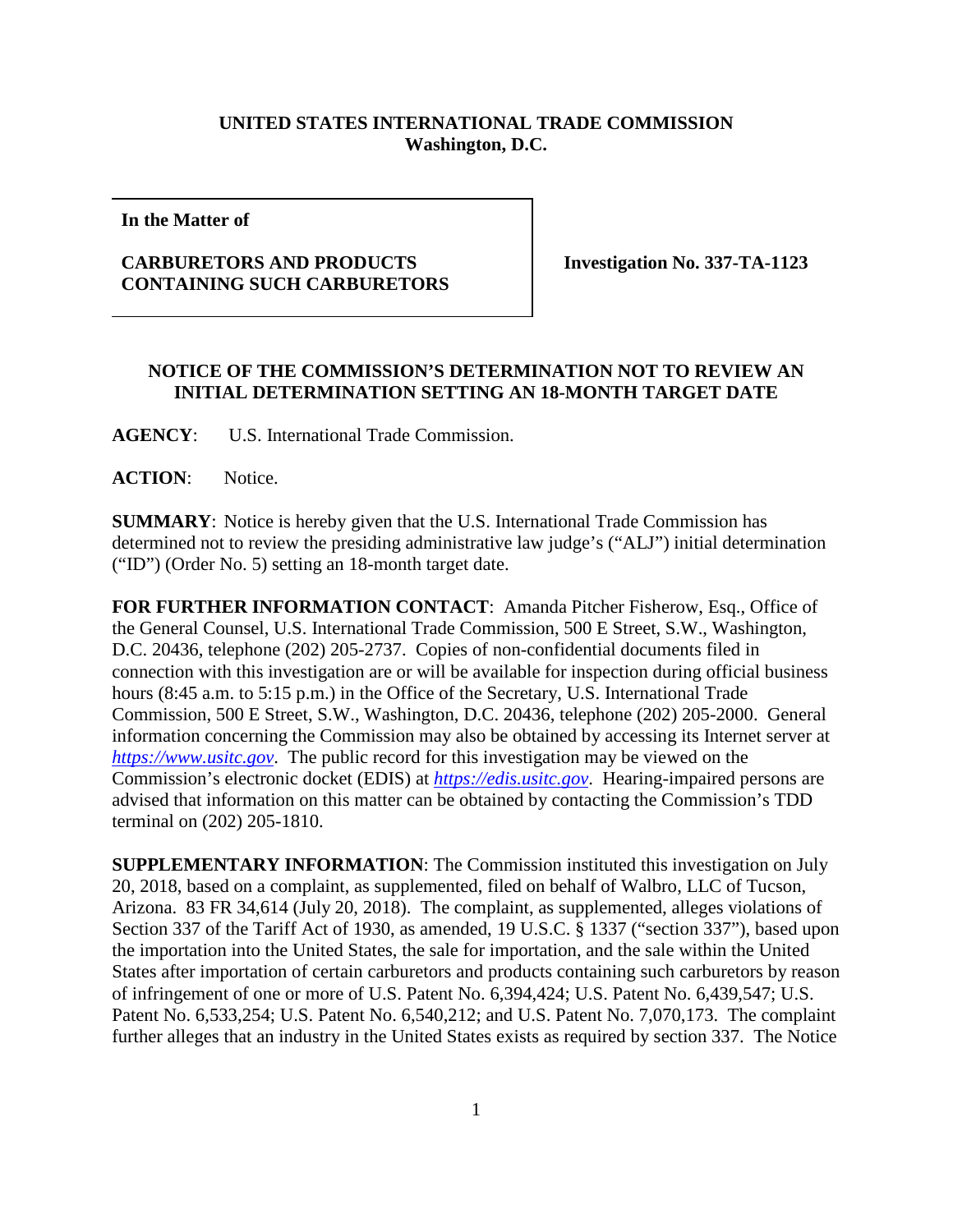**UNITED STATES INTERNATIONAL TRADE COMMISSION**
**Washington, D.C.**

| **In the Matter of** **CARBURETORS AND PRODUCTS CONTAINING SUCH CARBURETORS** | **Investigation No. 337-TA-1123** |
|---|---|

**NOTICE OF THE COMMISSION'S DETERMINATION NOT TO REVIEW AN INITIAL DETERMINATION SETTING AN 18-MONTH TARGET DATE**

**AGENCY**: U.S. International Trade Commission.

**ACTION**: Notice.

**SUMMARY**: Notice is hereby given that the U.S. International Trade Commission has determined not to review the presiding administrative law judge's ("ALJ") initial determination ("ID") (Order No. 5) setting an 18-month target date.

**FOR FURTHER INFORMATION CONTACT**: Amanda Pitcher Fisherow, Esq., Office of the General Counsel, U.S. International Trade Commission, 500 E Street, S.W., Washington, D.C. 20436, telephone (202) 205-2737. Copies of non-confidential documents filed in connection with this investigation are or will be available for inspection during official business hours (8:45 a.m. to 5:15 p.m.) in the Office of the Secretary, U.S. International Trade Commission, 500 E Street, S.W., Washington, D.C. 20436, telephone (202) 205-2000. General information concerning the Commission may also be obtained by accessing its Internet server at *https://www.usitc.gov*. The public record for this investigation may be viewed on the Commission's electronic docket (EDIS) at *https://edis.usitc.gov*. Hearing-impaired persons are advised that information on this matter can be obtained by contacting the Commission's TDD terminal on (202) 205-1810.

**SUPPLEMENTARY INFORMATION**: The Commission instituted this investigation on July 20, 2018, based on a complaint, as supplemented, filed on behalf of Walbro, LLC of Tucson, Arizona. 83 FR 34,614 (July 20, 2018). The complaint, as supplemented, alleges violations of Section 337 of the Tariff Act of 1930, as amended, 19 U.S.C. § 1337 ("section 337"), based upon the importation into the United States, the sale for importation, and the sale within the United States after importation of certain carburetors and products containing such carburetors by reason of infringement of one or more of U.S. Patent No. 6,394,424; U.S. Patent No. 6,439,547; U.S. Patent No. 6,533,254; U.S. Patent No. 6,540,212; and U.S. Patent No. 7,070,173. The complaint further alleges that an industry in the United States exists as required by section 337. The Notice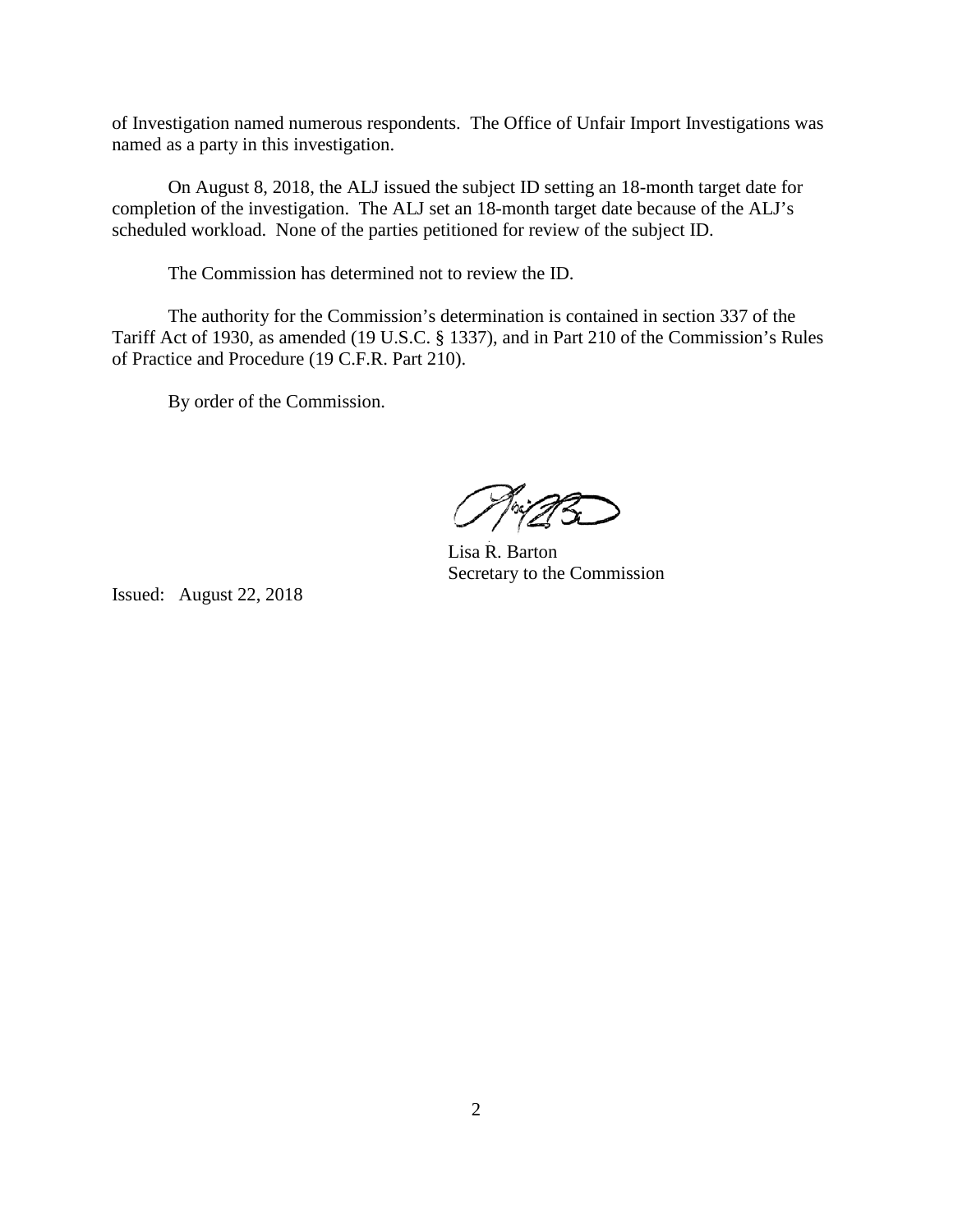of Investigation named numerous respondents. The Office of Unfair Import Investigations was named as a party in this investigation.

On August 8, 2018, the ALJ issued the subject ID setting an 18-month target date for completion of the investigation. The ALJ set an 18-month target date because of the ALJ's scheduled workload. None of the parties petitioned for review of the subject ID.

The Commission has determined not to review the ID.

The authority for the Commission's determination is contained in section 337 of the Tariff Act of 1930, as amended (19 U.S.C. § 1337), and in Part 210 of the Commission's Rules of Practice and Procedure (19 C.F.R. Part 210).

By order of the Commission.

Lisa R. Barton
Secretary to the Commission

Issued: August 22, 2018